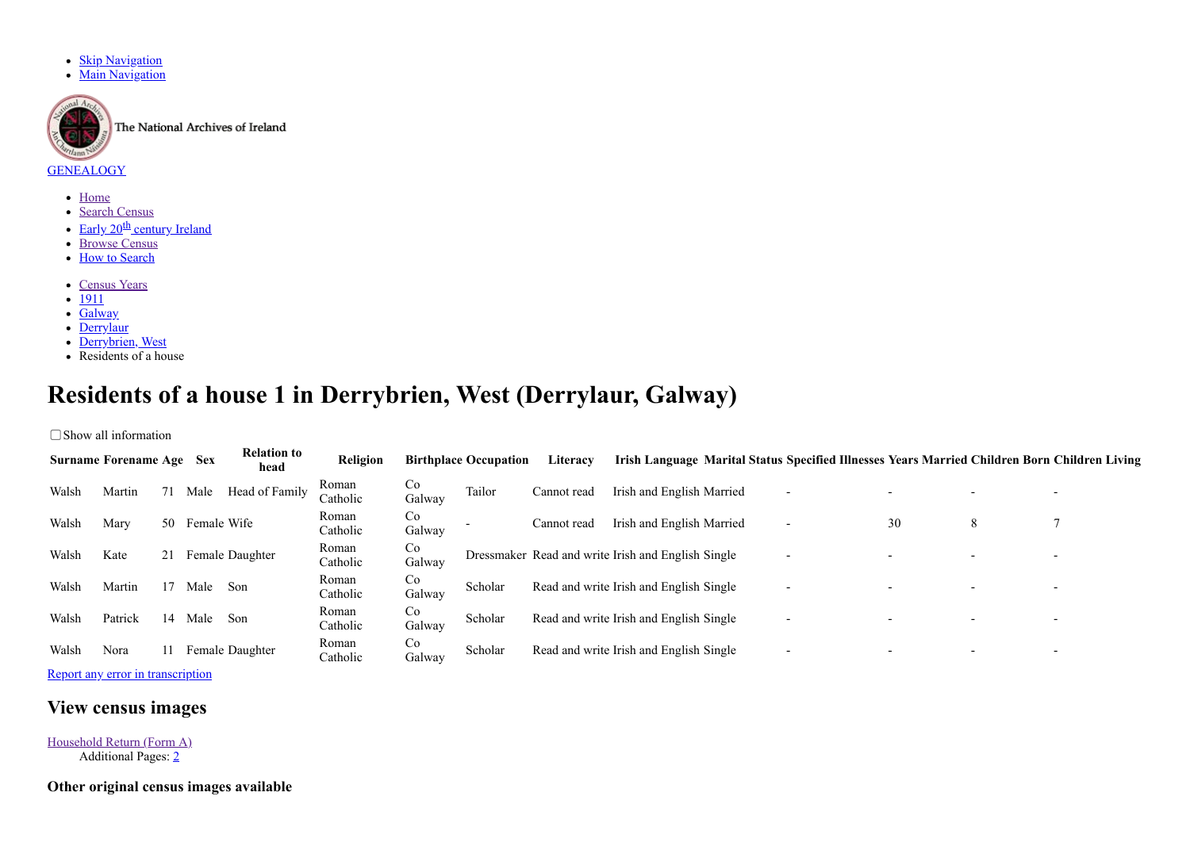- Skip Navigation
- Main Navigation

The National Archives of Ireland

GENEALOGY

- Home
- Search Census
- Early 20th century Ireland
- Browse Census
- How to Search

- Census Years
- 1911
- Galway
- Derrylaur
- Derrybrien, West
- Residents of a house

# Residents of a house 1 in Derrybrien, West (Derrylaur, Galway)

☐ Show all information

| Surname | Forename | Age | Sex | Relation to head | Religion | Birthplace | Occupation | Literacy | Irish Language | Marital Status | Specified Illnesses | Years Married | Children Born | Children Living |
|---|---|---|---|---|---|---|---|---|---|---|---|---|---|---|
| Walsh | Martin | 71 | Male | Head of Family | Roman Catholic | Co Galway | Tailor | Cannot read | Irish and English | Married | - | - | - | - |
| Walsh | Mary | 50 | Female | Wife | Roman Catholic | Co Galway | - | Cannot read | Irish and English | Married | - | 30 | 8 | 7 |
| Walsh | Kate | 21 | Female | Daughter | Roman Catholic | Co Galway | Dressmaker | Read and write | Irish and English | Single | - | - | - | - |
| Walsh | Martin | 17 | Male | Son | Roman Catholic | Co Galway | Scholar | Read and write | Irish and English | Single | - | - | - | - |
| Walsh | Patrick | 14 | Male | Son | Roman Catholic | Co Galway | Scholar | Read and write | Irish and English | Single | - | - | - | - |
| Walsh | Nora | 11 | Female | Daughter | Roman Catholic | Co Galway | Scholar | Read and write | Irish and English | Single | - | - | - | - |

Report any error in transcription

## View census images

Household Return (Form A)
  Additional Pages: 2

### Other original census images available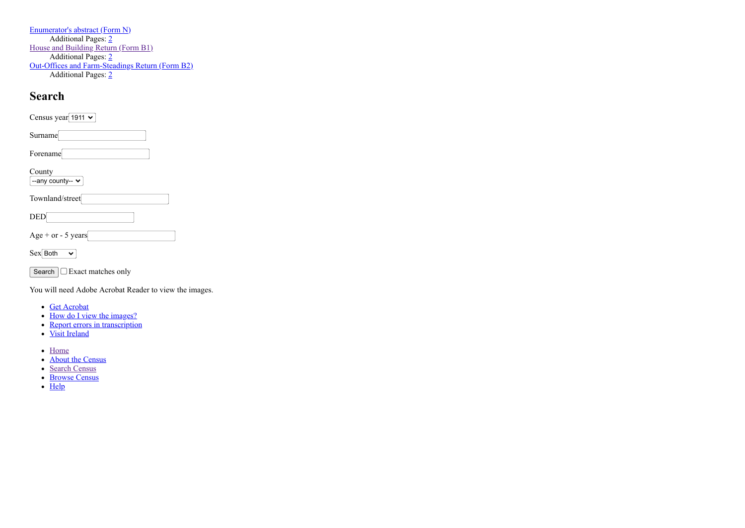Enumerator's abstract (Form N)
 Additional Pages: 2
House and Building Return (Form B1)
 Additional Pages: 2
Out-Offices and Farm-Steadings Return (Form B2)
 Additional Pages: 2

## Search

Census year 1911

Surname

Forename

County
--any county--

Townland/street

DED

Age + or - 5 years

Sex Both

Search ☐ Exact matches only

You will need Adobe Acrobat Reader to view the images.

- Get Acrobat
- How do I view the images?
- Report errors in transcription
- Visit Ireland

- Home
- About the Census
- Search Census
- Browse Census
- Help